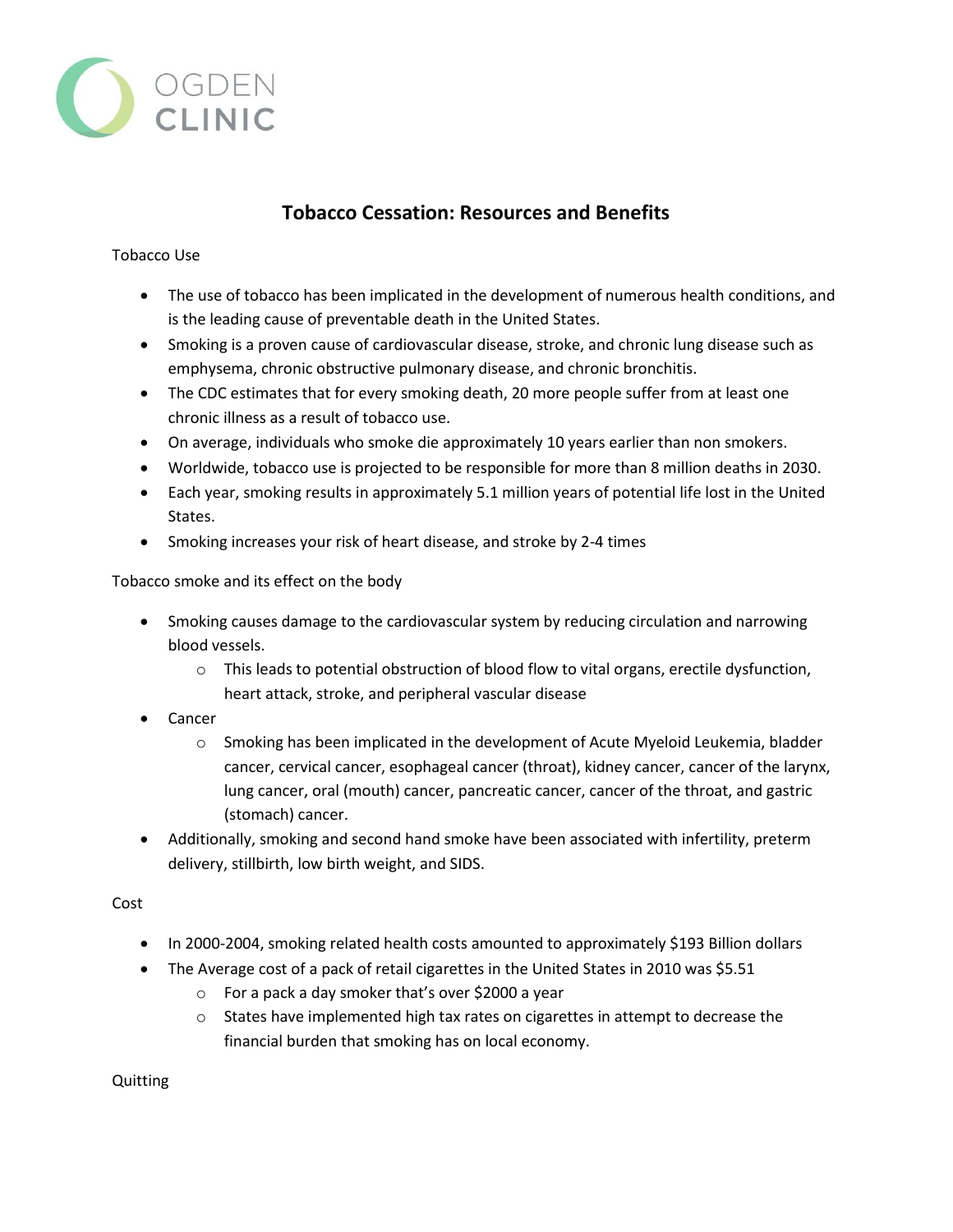OGDEN CLINIC

# Tobacco Cessation: Resources and Benefits

Tobacco Use

- The use of tobacco has been implicated in the development of numerous health conditions, and is the leading cause of preventable death in the United States.
- Smoking is a proven cause of cardiovascular disease, stroke, and chronic lung disease such as emphysema, chronic obstructive pulmonary disease, and chronic bronchitis.
- The CDC estimates that for every smoking death, 20 more people suffer from at least one chronic illness as a result of tobacco use.
- On average, individuals who smoke die approximately 10 years earlier than non smokers.
- Worldwide, tobacco use is projected to be responsible for more than 8 million deaths in 2030.
- Each year, smoking results in approximately 5.1 million years of potential life lost in the United States.
- Smoking increases your risk of heart disease, and stroke by 2-4 times

Tobacco smoke and its effect on the body

- Smoking causes damage to the cardiovascular system by reducing circulation and narrowing blood vessels.
  - This leads to potential obstruction of blood flow to vital organs, erectile dysfunction, heart attack, stroke, and peripheral vascular disease
- Cancer
  - Smoking has been implicated in the development of Acute Myeloid Leukemia, bladder cancer, cervical cancer, esophageal cancer (throat), kidney cancer, cancer of the larynx, lung cancer, oral (mouth) cancer, pancreatic cancer, cancer of the throat, and gastric (stomach) cancer.
- Additionally, smoking and second hand smoke have been associated with infertility, preterm delivery, stillbirth, low birth weight, and SIDS.

Cost

- In 2000-2004, smoking related health costs amounted to approximately $193 Billion dollars
- The Average cost of a pack of retail cigarettes in the United States in 2010 was $5.51
  - For a pack a day smoker that's over $2000 a year
  - States have implemented high tax rates on cigarettes in attempt to decrease the financial burden that smoking has on local economy.

Quitting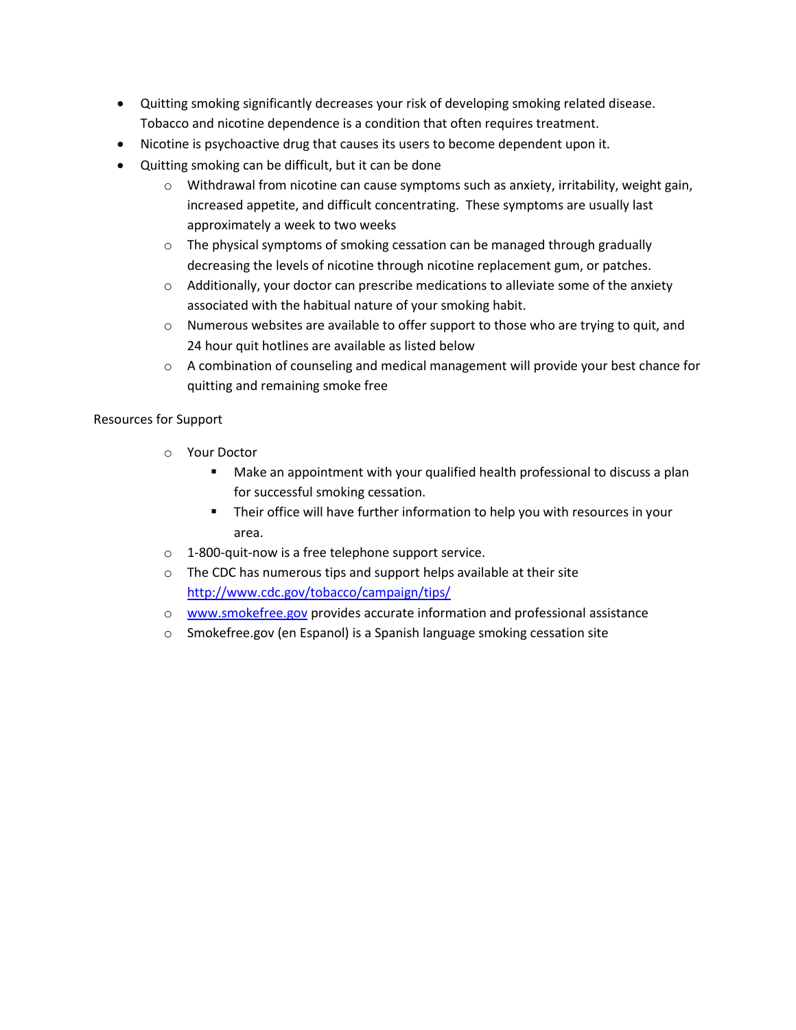- Quitting smoking significantly decreases your risk of developing smoking related disease. Tobacco and nicotine dependence is a condition that often requires treatment.
- Nicotine is psychoactive drug that causes its users to become dependent upon it.
- Quitting smoking can be difficult, but it can be done
  - Withdrawal from nicotine can cause symptoms such as anxiety, irritability, weight gain, increased appetite, and difficult concentrating. These symptoms are usually last approximately a week to two weeks
  - The physical symptoms of smoking cessation can be managed through gradually decreasing the levels of nicotine through nicotine replacement gum, or patches.
  - Additionally, your doctor can prescribe medications to alleviate some of the anxiety associated with the habitual nature of your smoking habit.
  - Numerous websites are available to offer support to those who are trying to quit, and 24 hour quit hotlines are available as listed below
  - A combination of counseling and medical management will provide your best chance for quitting and remaining smoke free

Resources for Support

- Your Doctor
  - Make an appointment with your qualified health professional to discuss a plan for successful smoking cessation.
  - Their office will have further information to help you with resources in your area.
- 1-800-quit-now is a free telephone support service.
- The CDC has numerous tips and support helps available at their site [http://www.cdc.gov/tobacco/campaign/tips/](http://www.cdc.gov/tobacco/campaign/tips/)
- [www.smokefree.gov](http://www.smokefree.gov) provides accurate information and professional assistance
- Smokefree.gov (en Espanol) is a Spanish language smoking cessation site